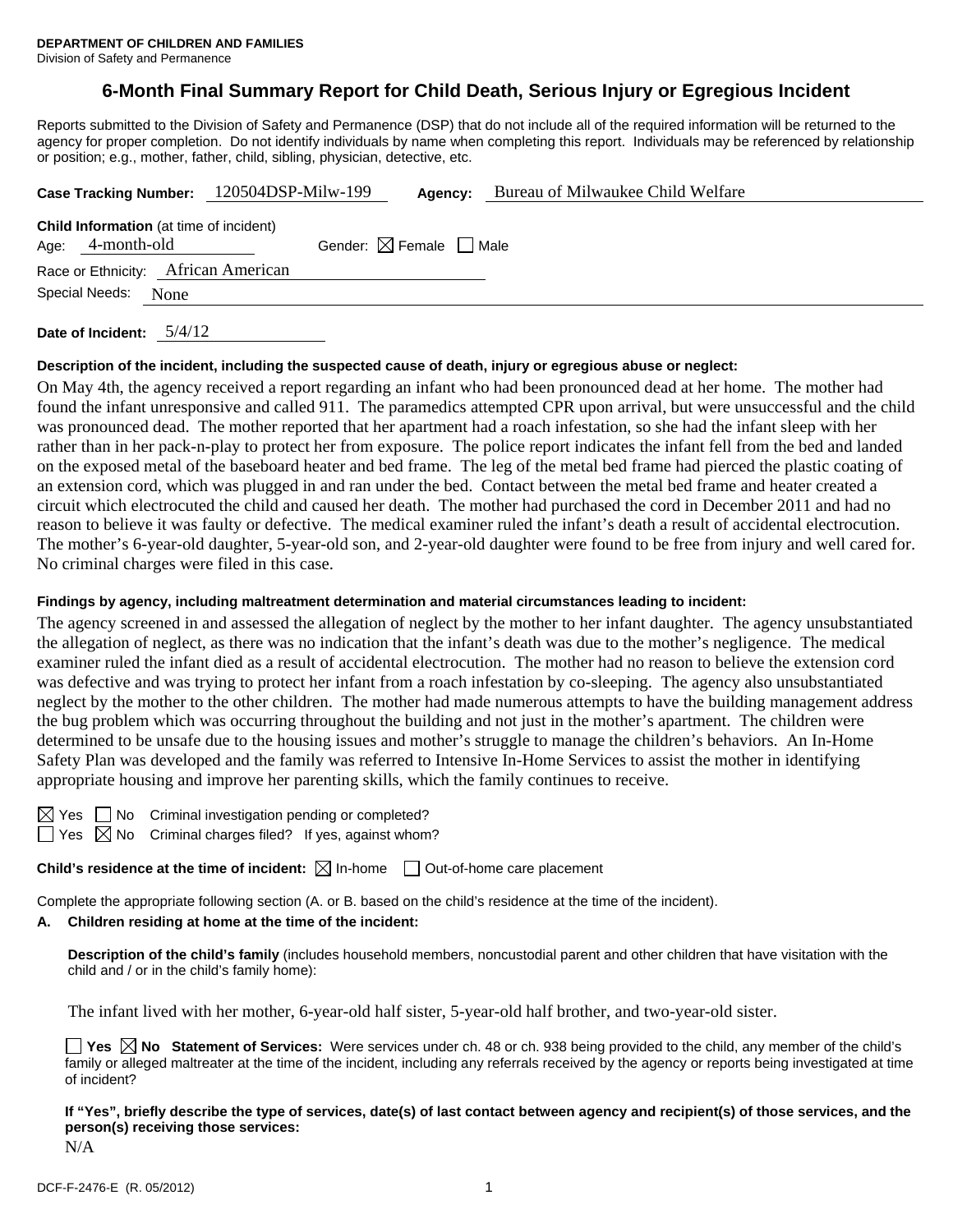**DEPARTMENT OF CHILDREN AND FAMILIES**
Division of Safety and Permanence

# 6-Month Final Summary Report for Child Death, Serious Injury or Egregious Incident

Reports submitted to the Division of Safety and Permanence (DSP) that do not include all of the required information will be returned to the agency for proper completion. Do not identify individuals by name when completing this report. Individuals may be referenced by relationship or position; e.g., mother, father, child, sibling, physician, detective, etc.

**Case Tracking Number:** 120504DSP-Milw-199 **Agency:** Bureau of Milwaukee Child Welfare

**Child Information** (at time of incident)
Age: 4-month-old Gender: ☒ Female ☐ Male
Race or Ethnicity: African American
Special Needs: None

**Date of Incident:** 5/4/12

**Description of the incident, including the suspected cause of death, injury or egregious abuse or neglect:**

On May 4th, the agency received a report regarding an infant who had been pronounced dead at her home. The mother had found the infant unresponsive and called 911. The paramedics attempted CPR upon arrival, but were unsuccessful and the child was pronounced dead. The mother reported that her apartment had a roach infestation, so she had the infant sleep with her rather than in her pack-n-play to protect her from exposure. The police report indicates the infant fell from the bed and landed on the exposed metal of the baseboard heater and bed frame. The leg of the metal bed frame had pierced the plastic coating of an extension cord, which was plugged in and ran under the bed. Contact between the metal bed frame and heater created a circuit which electrocuted the child and caused her death. The mother had purchased the cord in December 2011 and had no reason to believe it was faulty or defective. The medical examiner ruled the infant's death a result of accidental electrocution. The mother's 6-year-old daughter, 5-year-old son, and 2-year-old daughter were found to be free from injury and well cared for. No criminal charges were filed in this case.

**Findings by agency, including maltreatment determination and material circumstances leading to incident:**

The agency screened in and assessed the allegation of neglect by the mother to her infant daughter. The agency unsubstantiated the allegation of neglect, as there was no indication that the infant's death was due to the mother's negligence. The medical examiner ruled the infant died as a result of accidental electrocution. The mother had no reason to believe the extension cord was defective and was trying to protect her infant from a roach infestation by co-sleeping. The agency also unsubstantiated neglect by the mother to the other children. The mother had made numerous attempts to have the building management address the bug problem which was occurring throughout the building and not just in the mother's apartment. The children were determined to be unsafe due to the housing issues and mother's struggle to manage the children's behaviors. An In-Home Safety Plan was developed and the family was referred to Intensive In-Home Services to assist the mother in identifying appropriate housing and improve her parenting skills, which the family continues to receive.

☒ Yes ☐ No Criminal investigation pending or completed?
☐ Yes ☒ No Criminal charges filed? If yes, against whom?

**Child's residence at the time of incident:** ☒ In-home ☐ Out-of-home care placement

Complete the appropriate following section (A. or B. based on the child's residence at the time of the incident).

**A. Children residing at home at the time of the incident:**

**Description of the child's family** (includes household members, noncustodial parent and other children that have visitation with the child and / or in the child's family home):

The infant lived with her mother, 6-year-old half sister, 5-year-old half brother, and two-year-old sister.

☐ **Yes** ☒ **No Statement of Services:** Were services under ch. 48 or ch. 938 being provided to the child, any member of the child's family or alleged maltreater at the time of the incident, including any referrals received by the agency or reports being investigated at time of incident?

**If "Yes", briefly describe the type of services, date(s) of last contact between agency and recipient(s) of those services, and the person(s) receiving those services:**

N/A

DCF-F-2476-E (R. 05/2012)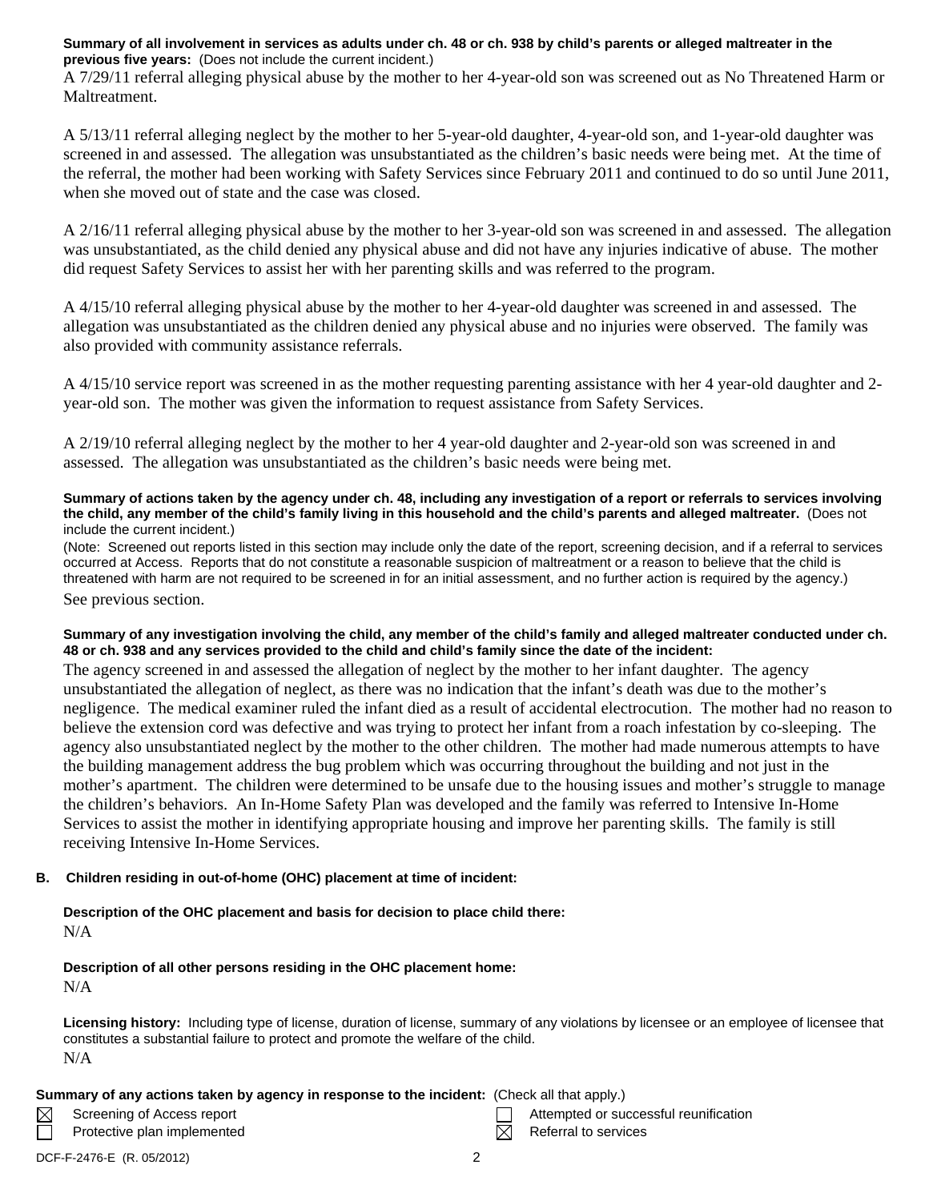**Summary of all involvement in services as adults under ch. 48 or ch. 938 by child's parents or alleged maltreater in the previous five years:** (Does not include the current incident.)

A 7/29/11 referral alleging physical abuse by the mother to her 4-year-old son was screened out as No Threatened Harm or Maltreatment.

A 5/13/11 referral alleging neglect by the mother to her 5-year-old daughter, 4-year-old son, and 1-year-old daughter was screened in and assessed. The allegation was unsubstantiated as the children's basic needs were being met. At the time of the referral, the mother had been working with Safety Services since February 2011 and continued to do so until June 2011, when she moved out of state and the case was closed.

A 2/16/11 referral alleging physical abuse by the mother to her 3-year-old son was screened in and assessed. The allegation was unsubstantiated, as the child denied any physical abuse and did not have any injuries indicative of abuse. The mother did request Safety Services to assist her with her parenting skills and was referred to the program.

A 4/15/10 referral alleging physical abuse by the mother to her 4-year-old daughter was screened in and assessed. The allegation was unsubstantiated as the children denied any physical abuse and no injuries were observed. The family was also provided with community assistance referrals.

A 4/15/10 service report was screened in as the mother requesting parenting assistance with her 4 year-old daughter and 2-year-old son. The mother was given the information to request assistance from Safety Services.

A 2/19/10 referral alleging neglect by the mother to her 4 year-old daughter and 2-year-old son was screened in and assessed. The allegation was unsubstantiated as the children's basic needs were being met.

**Summary of actions taken by the agency under ch. 48, including any investigation of a report or referrals to services involving the child, any member of the child's family living in this household and the child's parents and alleged maltreater.** (Does not include the current incident.)

(Note: Screened out reports listed in this section may include only the date of the report, screening decision, and if a referral to services occurred at Access. Reports that do not constitute a reasonable suspicion of maltreatment or a reason to believe that the child is threatened with harm are not required to be screened in for an initial assessment, and no further action is required by the agency.)

See previous section.

**Summary of any investigation involving the child, any member of the child's family and alleged maltreater conducted under ch. 48 or ch. 938 and any services provided to the child and child's family since the date of the incident:**

The agency screened in and assessed the allegation of neglect by the mother to her infant daughter. The agency unsubstantiated the allegation of neglect, as there was no indication that the infant's death was due to the mother's negligence. The medical examiner ruled the infant died as a result of accidental electrocution. The mother had no reason to believe the extension cord was defective and was trying to protect her infant from a roach infestation by co-sleeping. The agency also unsubstantiated neglect by the mother to the other children. The mother had made numerous attempts to have the building management address the bug problem which was occurring throughout the building and not just in the mother's apartment. The children were determined to be unsafe due to the housing issues and mother's struggle to manage the children's behaviors. An In-Home Safety Plan was developed and the family was referred to Intensive In-Home Services to assist the mother in identifying appropriate housing and improve her parenting skills. The family is still receiving Intensive In-Home Services.

**B. Children residing in out-of-home (OHC) placement at time of incident:**

**Description of the OHC placement and basis for decision to place child there:**

N/A

**Description of all other persons residing in the OHC placement home:**

N/A

**Licensing history:** Including type of license, duration of license, summary of any violations by licensee or an employee of licensee that constitutes a substantial failure to protect and promote the welfare of the child.

N/A

**Summary of any actions taken by agency in response to the incident:** (Check all that apply.)

- ☒ Screening of Access report
- ☐ Protective plan implemented
- ☐ Attempted or successful reunification
- ☒ Referral to services

DCF-F-2476-E (R. 05/2012)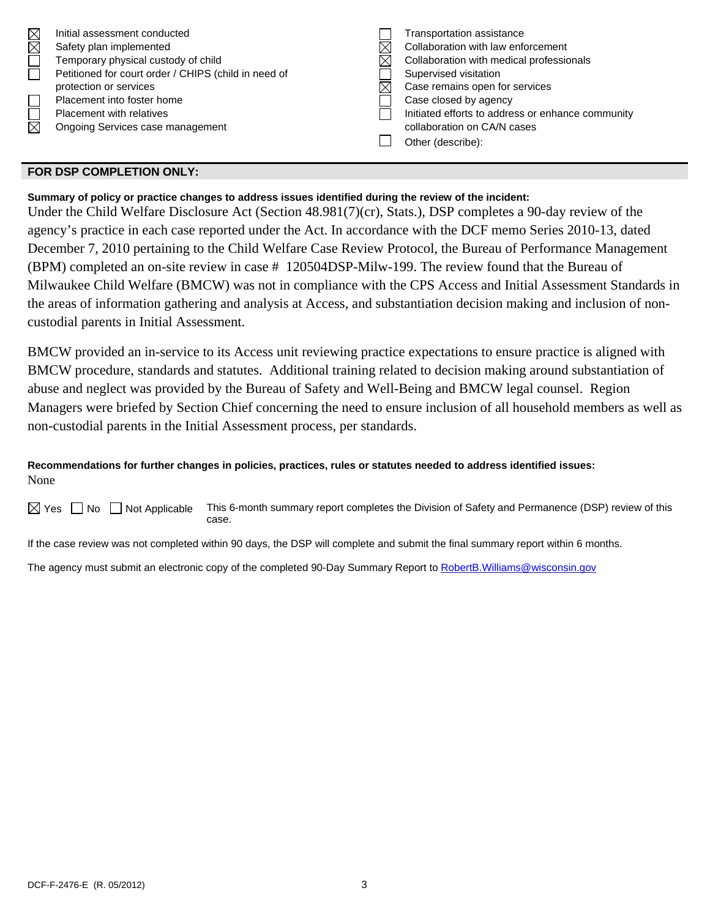- [x] Initial assessment conducted
- [x] Safety plan implemented
- [ ] Temporary physical custody of child
- [ ] Petitioned for court order / CHIPS (child in need of protection or services
- [ ] Placement into foster home
- [ ] Placement with relatives
- [x] Ongoing Services case management
- [ ] Transportation assistance
- [x] Collaboration with law enforcement
- [x] Collaboration with medical professionals
- [ ] Supervised visitation
- [x] Case remains open for services
- [ ] Case closed by agency
- [ ] Initiated efforts to address or enhance community collaboration on CA/N cases
- [ ] Other (describe):

## FOR DSP COMPLETION ONLY:

**Summary of policy or practice changes to address issues identified during the review of the incident:**

Under the Child Welfare Disclosure Act (Section 48.981(7)(cr), Stats.), DSP completes a 90-day review of the agency's practice in each case reported under the Act. In accordance with the DCF memo Series 2010-13, dated December 7, 2010 pertaining to the Child Welfare Case Review Protocol, the Bureau of Performance Management (BPM) completed an on-site review in case # 120504DSP-Milw-199. The review found that the Bureau of Milwaukee Child Welfare (BMCW) was not in compliance with the CPS Access and Initial Assessment Standards in the areas of information gathering and analysis at Access, and substantiation decision making and inclusion of non-custodial parents in Initial Assessment.

BMCW provided an in-service to its Access unit reviewing practice expectations to ensure practice is aligned with BMCW procedure, standards and statutes. Additional training related to decision making around substantiation of abuse and neglect was provided by the Bureau of Safety and Well-Being and BMCW legal counsel. Region Managers were briefed by Section Chief concerning the need to ensure inclusion of all household members as well as non-custodial parents in the Initial Assessment process, per standards.

**Recommendations for further changes in policies, practices, rules or statutes needed to address identified issues:**

None

- [x] Yes
- [ ] No
- [ ] Not Applicable

This 6-month summary report completes the Division of Safety and Permanence (DSP) review of this case.

If the case review was not completed within 90 days, the DSP will complete and submit the final summary report within 6 months.

The agency must submit an electronic copy of the completed 90-Day Summary Report to RobertB.Williams@wisconsin.gov

DCF-F-2476-E (R. 05/2012)